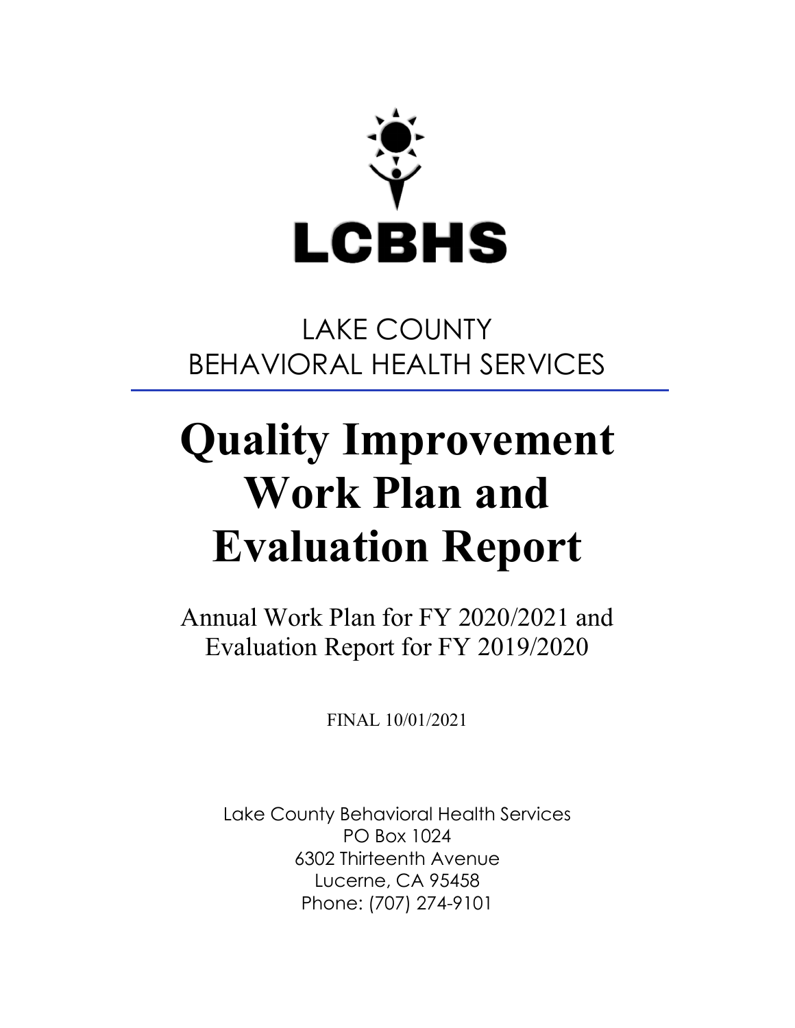LCBHS

LAKE COUNTY
BEHAVIORAL HEALTH SERVICES

# Quality Improvement Work Plan and Evaluation Report

Annual Work Plan for FY 2020/2021 and Evaluation Report for FY 2019/2020

FINAL 10/01/2021

Lake County Behavioral Health Services
PO Box 1024
6302 Thirteenth Avenue
Lucerne, CA 95458
Phone: (707) 274-9101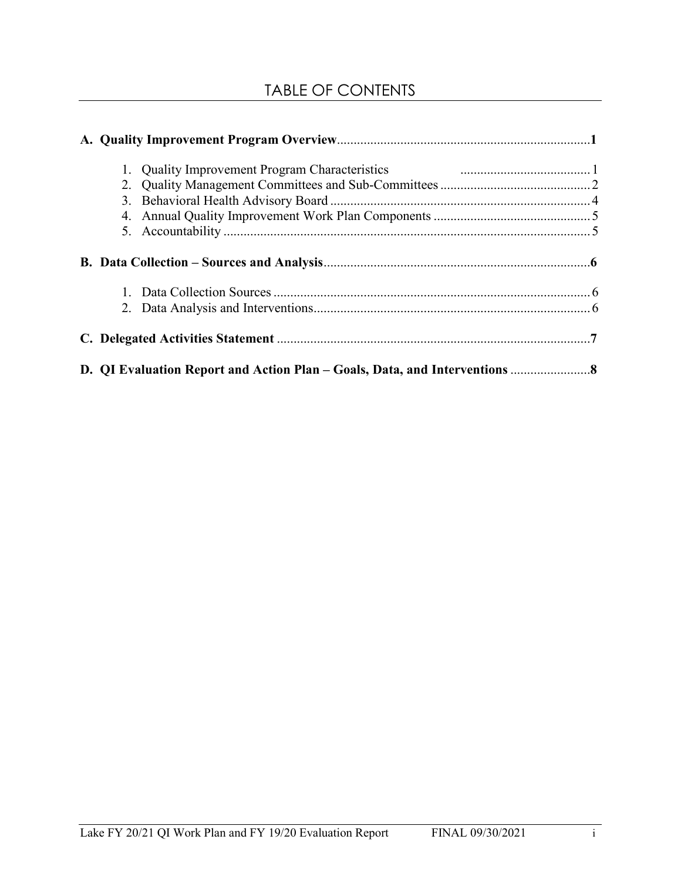# TABLE OF CONTENTS

**A. Quality Improvement Program Overview** ..... **1**

1. Quality Improvement Program Characteristics ..... 1
2. Quality Management Committees and Sub-Committees ..... 2
3. Behavioral Health Advisory Board ..... 4
4. Annual Quality Improvement Work Plan Components ..... 5
5. Accountability ..... 5

**B. Data Collection – Sources and Analysis** ..... **6**

1. Data Collection Sources ..... 6
2. Data Analysis and Interventions ..... 6

**C. Delegated Activities Statement** ..... **7**

**D. QI Evaluation Report and Action Plan – Goals, Data, and Interventions** ..... **8**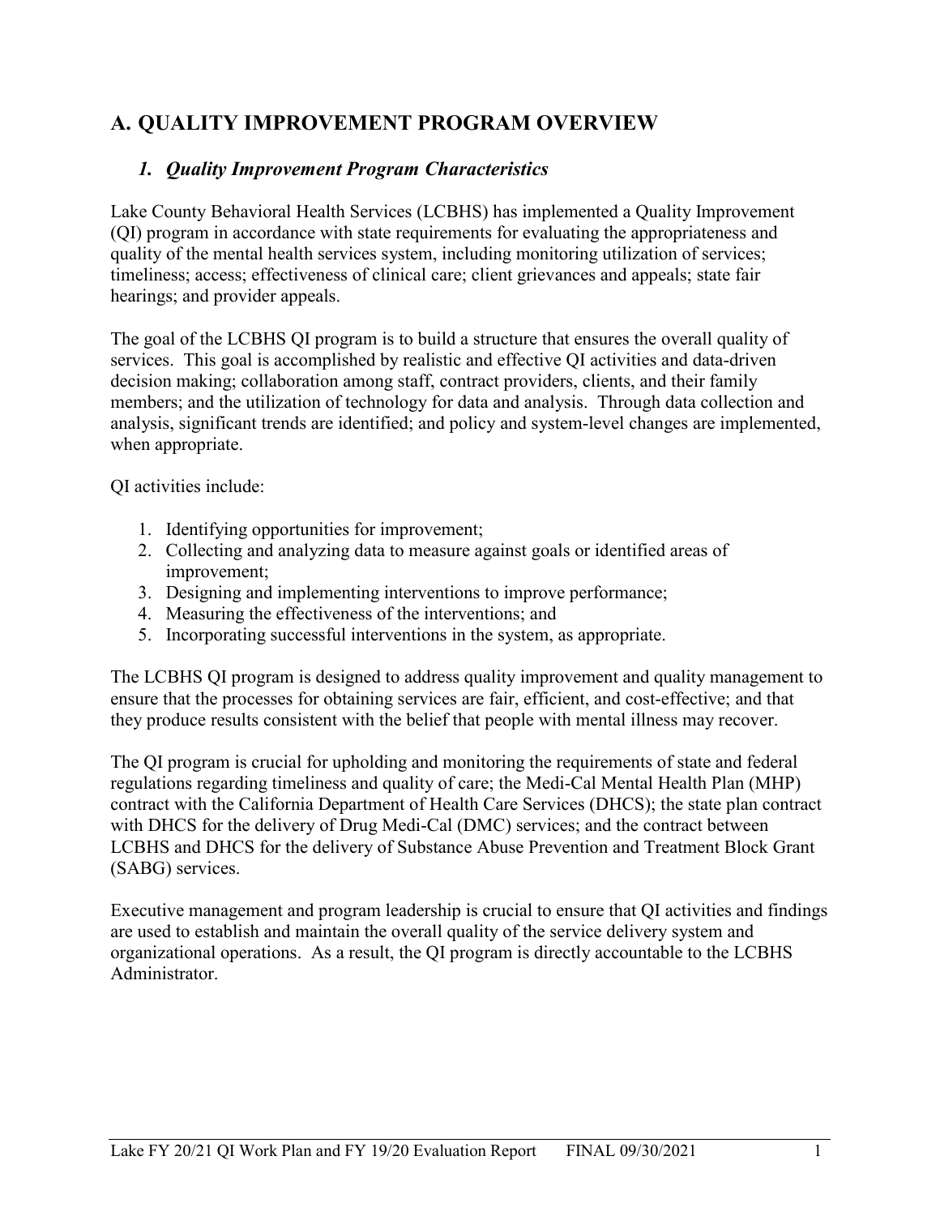## A. QUALITY IMPROVEMENT PROGRAM OVERVIEW

### *1. Quality Improvement Program Characteristics*

Lake County Behavioral Health Services (LCBHS) has implemented a Quality Improvement (QI) program in accordance with state requirements for evaluating the appropriateness and quality of the mental health services system, including monitoring utilization of services; timeliness; access; effectiveness of clinical care; client grievances and appeals; state fair hearings; and provider appeals.

The goal of the LCBHS QI program is to build a structure that ensures the overall quality of services. This goal is accomplished by realistic and effective QI activities and data-driven decision making; collaboration among staff, contract providers, clients, and their family members; and the utilization of technology for data and analysis. Through data collection and analysis, significant trends are identified; and policy and system-level changes are implemented, when appropriate.

QI activities include:

1. Identifying opportunities for improvement;
2. Collecting and analyzing data to measure against goals or identified areas of improvement;
3. Designing and implementing interventions to improve performance;
4. Measuring the effectiveness of the interventions; and
5. Incorporating successful interventions in the system, as appropriate.

The LCBHS QI program is designed to address quality improvement and quality management to ensure that the processes for obtaining services are fair, efficient, and cost-effective; and that they produce results consistent with the belief that people with mental illness may recover.

The QI program is crucial for upholding and monitoring the requirements of state and federal regulations regarding timeliness and quality of care; the Medi-Cal Mental Health Plan (MHP) contract with the California Department of Health Care Services (DHCS); the state plan contract with DHCS for the delivery of Drug Medi-Cal (DMC) services; and the contract between LCBHS and DHCS for the delivery of Substance Abuse Prevention and Treatment Block Grant (SABG) services.

Executive management and program leadership is crucial to ensure that QI activities and findings are used to establish and maintain the overall quality of the service delivery system and organizational operations. As a result, the QI program is directly accountable to the LCBHS Administrator.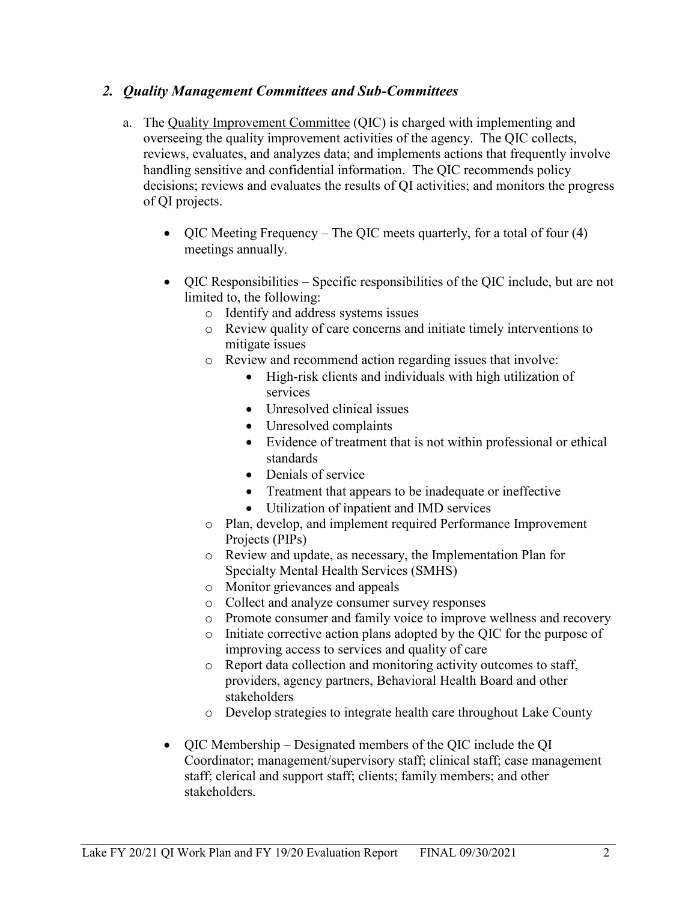## *2. Quality Management Committees and Sub-Committees*

a. The Quality Improvement Committee (QIC) is charged with implementing and overseeing the quality improvement activities of the agency. The QIC collects, reviews, evaluates, and analyzes data; and implements actions that frequently involve handling sensitive and confidential information. The QIC recommends policy decisions; reviews and evaluates the results of QI activities; and monitors the progress of QI projects.

- QIC Meeting Frequency – The QIC meets quarterly, for a total of four (4) meetings annually.
- QIC Responsibilities – Specific responsibilities of the QIC include, but are not limited to, the following:
  - Identify and address systems issues
  - Review quality of care concerns and initiate timely interventions to mitigate issues
  - Review and recommend action regarding issues that involve:
    - High-risk clients and individuals with high utilization of services
    - Unresolved clinical issues
    - Unresolved complaints
    - Evidence of treatment that is not within professional or ethical standards
    - Denials of service
    - Treatment that appears to be inadequate or ineffective
    - Utilization of inpatient and IMD services
  - Plan, develop, and implement required Performance Improvement Projects (PIPs)
  - Review and update, as necessary, the Implementation Plan for Specialty Mental Health Services (SMHS)
  - Monitor grievances and appeals
  - Collect and analyze consumer survey responses
  - Promote consumer and family voice to improve wellness and recovery
  - Initiate corrective action plans adopted by the QIC for the purpose of improving access to services and quality of care
  - Report data collection and monitoring activity outcomes to staff, providers, agency partners, Behavioral Health Board and other stakeholders
  - Develop strategies to integrate health care throughout Lake County
- QIC Membership – Designated members of the QIC include the QI Coordinator; management/supervisory staff; clinical staff; case management staff; clerical and support staff; clients; family members; and other stakeholders.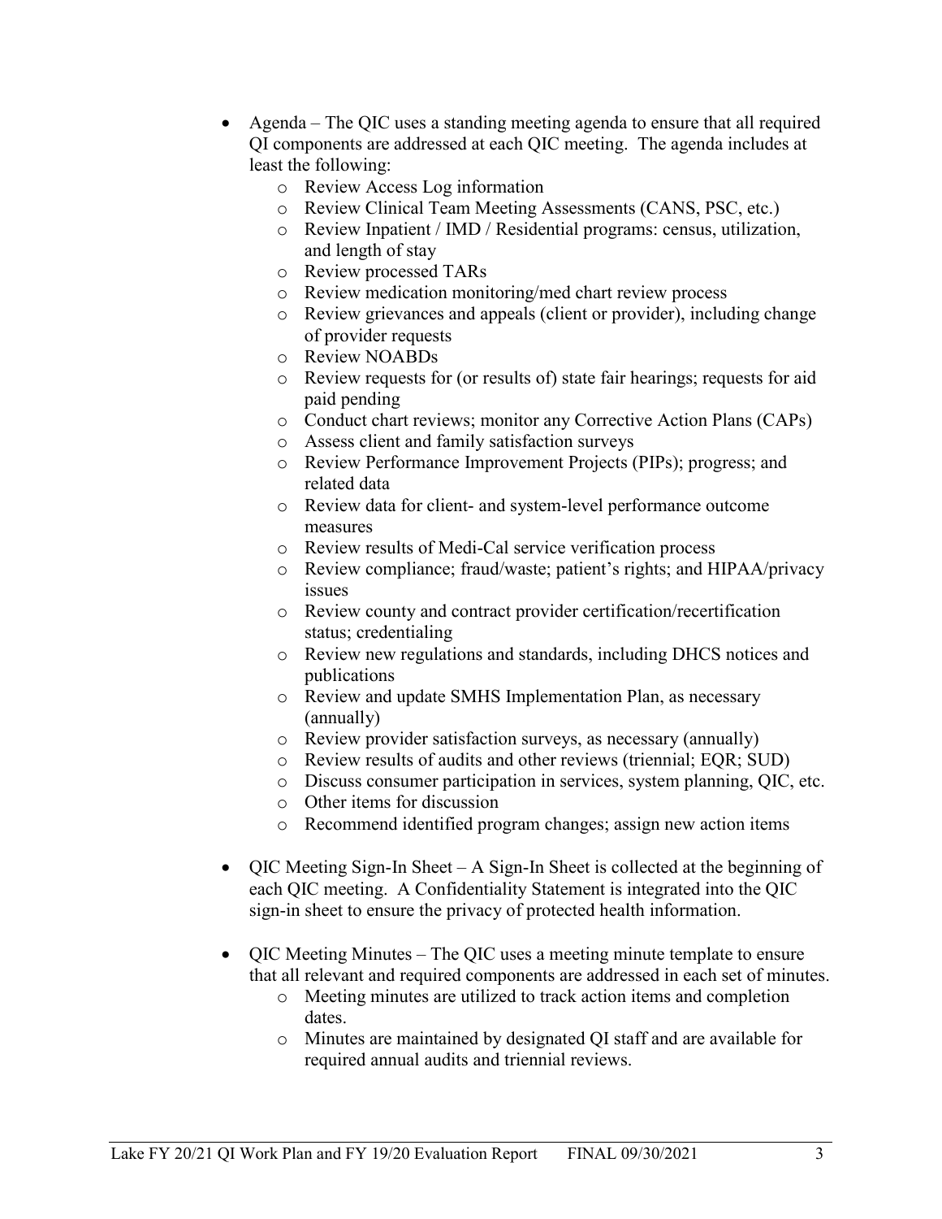- Agenda – The QIC uses a standing meeting agenda to ensure that all required QI components are addressed at each QIC meeting. The agenda includes at least the following:
  - Review Access Log information
  - Review Clinical Team Meeting Assessments (CANS, PSC, etc.)
  - Review Inpatient / IMD / Residential programs: census, utilization, and length of stay
  - Review processed TARs
  - Review medication monitoring/med chart review process
  - Review grievances and appeals (client or provider), including change of provider requests
  - Review NOABDs
  - Review requests for (or results of) state fair hearings; requests for aid paid pending
  - Conduct chart reviews; monitor any Corrective Action Plans (CAPs)
  - Assess client and family satisfaction surveys
  - Review Performance Improvement Projects (PIPs); progress; and related data
  - Review data for client- and system-level performance outcome measures
  - Review results of Medi-Cal service verification process
  - Review compliance; fraud/waste; patient's rights; and HIPAA/privacy issues
  - Review county and contract provider certification/recertification status; credentialing
  - Review new regulations and standards, including DHCS notices and publications
  - Review and update SMHS Implementation Plan, as necessary (annually)
  - Review provider satisfaction surveys, as necessary (annually)
  - Review results of audits and other reviews (triennial; EQR; SUD)
  - Discuss consumer participation in services, system planning, QIC, etc.
  - Other items for discussion
  - Recommend identified program changes; assign new action items

- QIC Meeting Sign-In Sheet – A Sign-In Sheet is collected at the beginning of each QIC meeting. A Confidentiality Statement is integrated into the QIC sign-in sheet to ensure the privacy of protected health information.

- QIC Meeting Minutes – The QIC uses a meeting minute template to ensure that all relevant and required components are addressed in each set of minutes.
  - Meeting minutes are utilized to track action items and completion dates.
  - Minutes are maintained by designated QI staff and are available for required annual audits and triennial reviews.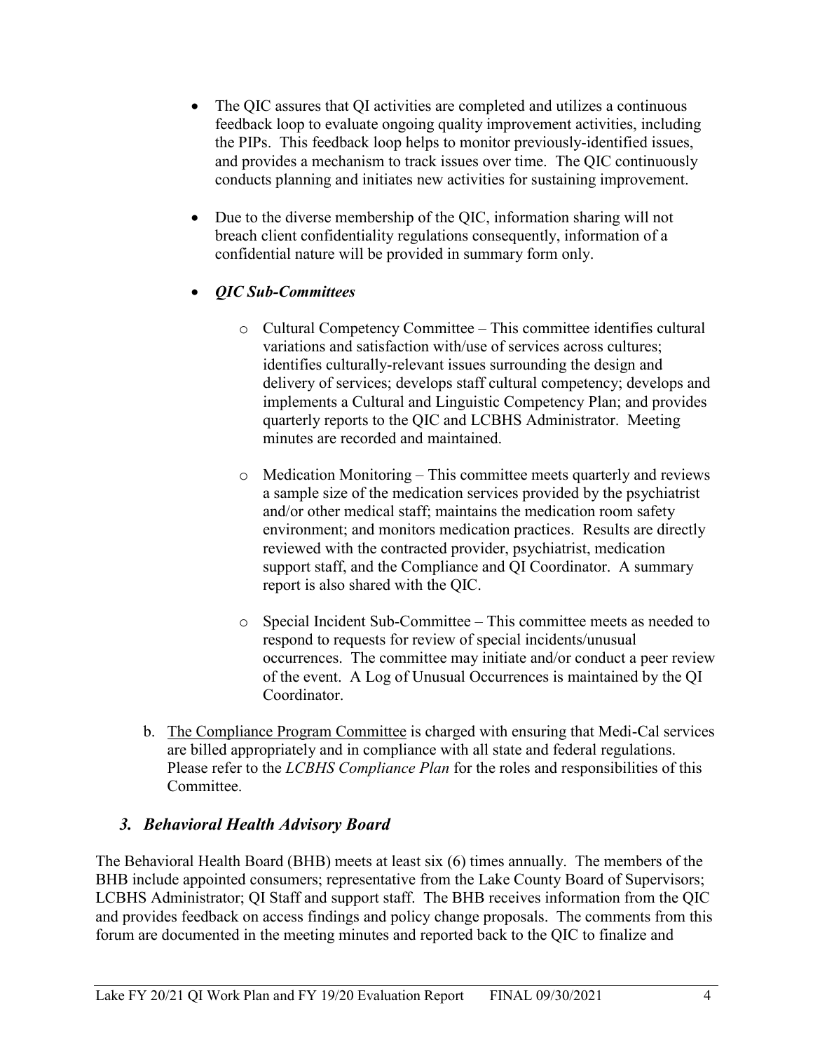- The QIC assures that QI activities are completed and utilizes a continuous feedback loop to evaluate ongoing quality improvement activities, including the PIPs. This feedback loop helps to monitor previously-identified issues, and provides a mechanism to track issues over time. The QIC continuously conducts planning and initiates new activities for sustaining improvement.
- Due to the diverse membership of the QIC, information sharing will not breach client confidentiality regulations consequently, information of a confidential nature will be provided in summary form only.
- ***QIC Sub-Committees***
  - Cultural Competency Committee – This committee identifies cultural variations and satisfaction with/use of services across cultures; identifies culturally-relevant issues surrounding the design and delivery of services; develops staff cultural competency; develops and implements a Cultural and Linguistic Competency Plan; and provides quarterly reports to the QIC and LCBHS Administrator. Meeting minutes are recorded and maintained.
  - Medication Monitoring – This committee meets quarterly and reviews a sample size of the medication services provided by the psychiatrist and/or other medical staff; maintains the medication room safety environment; and monitors medication practices. Results are directly reviewed with the contracted provider, psychiatrist, medication support staff, and the Compliance and QI Coordinator. A summary report is also shared with the QIC.
  - Special Incident Sub-Committee – This committee meets as needed to respond to requests for review of special incidents/unusual occurrences. The committee may initiate and/or conduct a peer review of the event. A Log of Unusual Occurrences is maintained by the QI Coordinator.

b. The Compliance Program Committee is charged with ensuring that Medi-Cal services are billed appropriately and in compliance with all state and federal regulations. Please refer to the *LCBHS Compliance Plan* for the roles and responsibilities of this Committee.

### *3. Behavioral Health Advisory Board*

The Behavioral Health Board (BHB) meets at least six (6) times annually. The members of the BHB include appointed consumers; representative from the Lake County Board of Supervisors; LCBHS Administrator; QI Staff and support staff. The BHB receives information from the QIC and provides feedback on access findings and policy change proposals. The comments from this forum are documented in the meeting minutes and reported back to the QIC to finalize and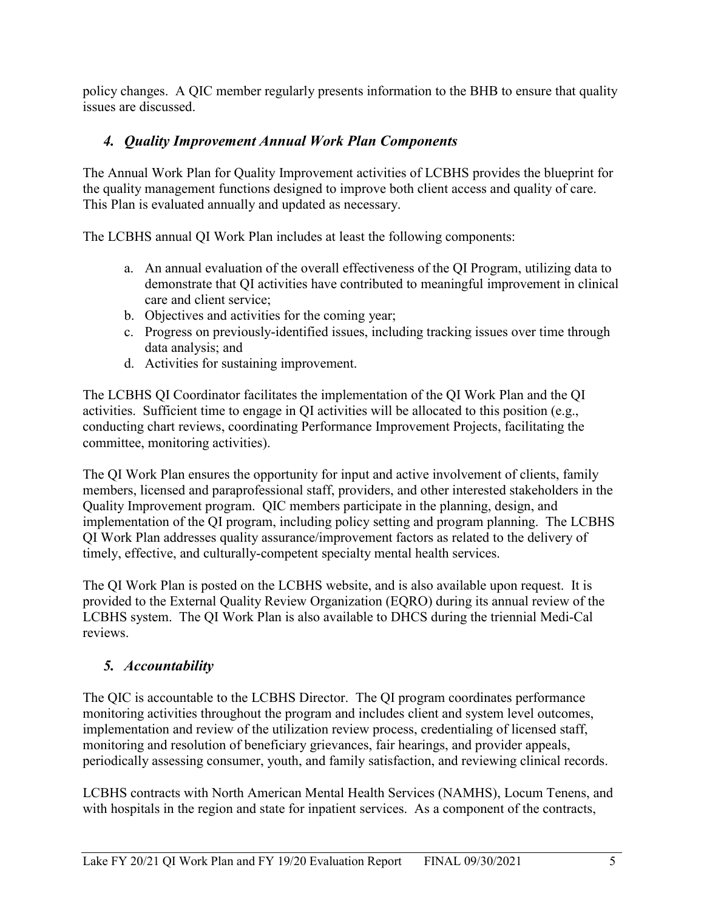policy changes. A QIC member regularly presents information to the BHB to ensure that quality issues are discussed.

### *4. Quality Improvement Annual Work Plan Components*

The Annual Work Plan for Quality Improvement activities of LCBHS provides the blueprint for the quality management functions designed to improve both client access and quality of care. This Plan is evaluated annually and updated as necessary.

The LCBHS annual QI Work Plan includes at least the following components:

a. An annual evaluation of the overall effectiveness of the QI Program, utilizing data to demonstrate that QI activities have contributed to meaningful improvement in clinical care and client service;
b. Objectives and activities for the coming year;
c. Progress on previously-identified issues, including tracking issues over time through data analysis; and
d. Activities for sustaining improvement.

The LCBHS QI Coordinator facilitates the implementation of the QI Work Plan and the QI activities. Sufficient time to engage in QI activities will be allocated to this position (e.g., conducting chart reviews, coordinating Performance Improvement Projects, facilitating the committee, monitoring activities).

The QI Work Plan ensures the opportunity for input and active involvement of clients, family members, licensed and paraprofessional staff, providers, and other interested stakeholders in the Quality Improvement program. QIC members participate in the planning, design, and implementation of the QI program, including policy setting and program planning. The LCBHS QI Work Plan addresses quality assurance/improvement factors as related to the delivery of timely, effective, and culturally-competent specialty mental health services.

The QI Work Plan is posted on the LCBHS website, and is also available upon request. It is provided to the External Quality Review Organization (EQRO) during its annual review of the LCBHS system. The QI Work Plan is also available to DHCS during the triennial Medi-Cal reviews.

### *5. Accountability*

The QIC is accountable to the LCBHS Director. The QI program coordinates performance monitoring activities throughout the program and includes client and system level outcomes, implementation and review of the utilization review process, credentialing of licensed staff, monitoring and resolution of beneficiary grievances, fair hearings, and provider appeals, periodically assessing consumer, youth, and family satisfaction, and reviewing clinical records.

LCBHS contracts with North American Mental Health Services (NAMHS), Locum Tenens, and with hospitals in the region and state for inpatient services. As a component of the contracts,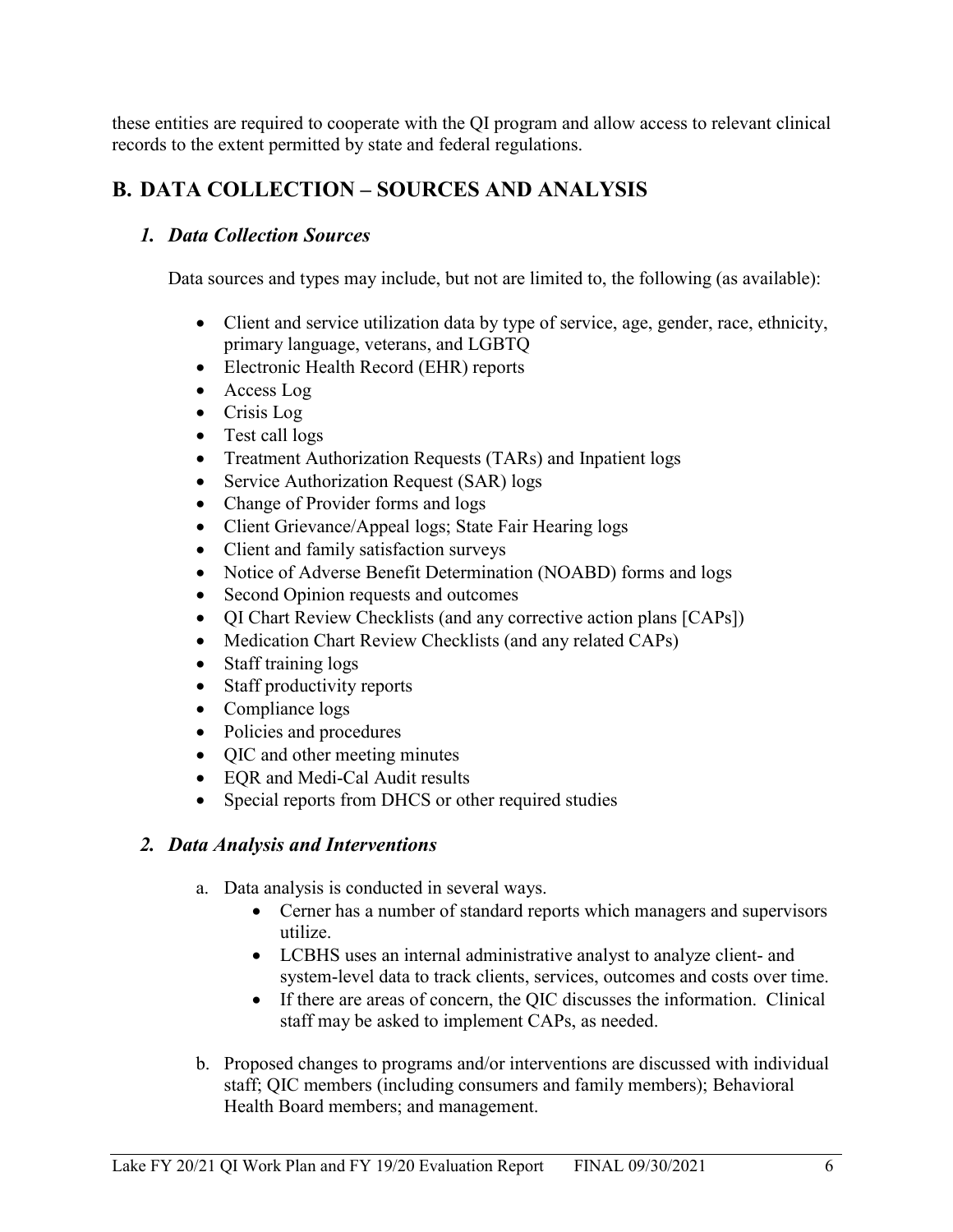these entities are required to cooperate with the QI program and allow access to relevant clinical records to the extent permitted by state and federal regulations.

## B. DATA COLLECTION – SOURCES AND ANALYSIS

### *1. Data Collection Sources*

Data sources and types may include, but not are limited to, the following (as available):

- Client and service utilization data by type of service, age, gender, race, ethnicity, primary language, veterans, and LGBTQ
- Electronic Health Record (EHR) reports
- Access Log
- Crisis Log
- Test call logs
- Treatment Authorization Requests (TARs) and Inpatient logs
- Service Authorization Request (SAR) logs
- Change of Provider forms and logs
- Client Grievance/Appeal logs; State Fair Hearing logs
- Client and family satisfaction surveys
- Notice of Adverse Benefit Determination (NOABD) forms and logs
- Second Opinion requests and outcomes
- QI Chart Review Checklists (and any corrective action plans [CAPs])
- Medication Chart Review Checklists (and any related CAPs)
- Staff training logs
- Staff productivity reports
- Compliance logs
- Policies and procedures
- QIC and other meeting minutes
- EQR and Medi-Cal Audit results
- Special reports from DHCS or other required studies

### *2. Data Analysis and Interventions*

a. Data analysis is conducted in several ways.
   - Cerner has a number of standard reports which managers and supervisors utilize.
   - LCBHS uses an internal administrative analyst to analyze client- and system-level data to track clients, services, outcomes and costs over time.
   - If there are areas of concern, the QIC discusses the information. Clinical staff may be asked to implement CAPs, as needed.

b. Proposed changes to programs and/or interventions are discussed with individual staff; QIC members (including consumers and family members); Behavioral Health Board members; and management.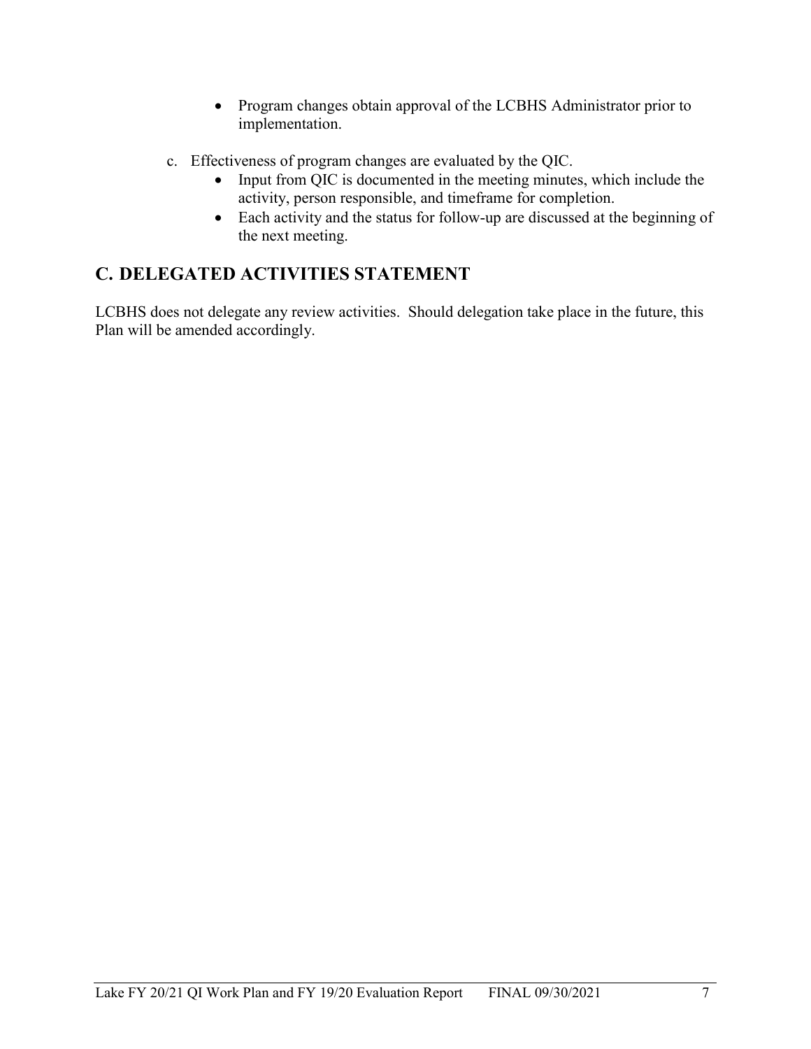- Program changes obtain approval of the LCBHS Administrator prior to implementation.

c. Effectiveness of program changes are evaluated by the QIC.
   - Input from QIC is documented in the meeting minutes, which include the activity, person responsible, and timeframe for completion.
   - Each activity and the status for follow-up are discussed at the beginning of the next meeting.

## C. DELEGATED ACTIVITIES STATEMENT

LCBHS does not delegate any review activities. Should delegation take place in the future, this Plan will be amended accordingly.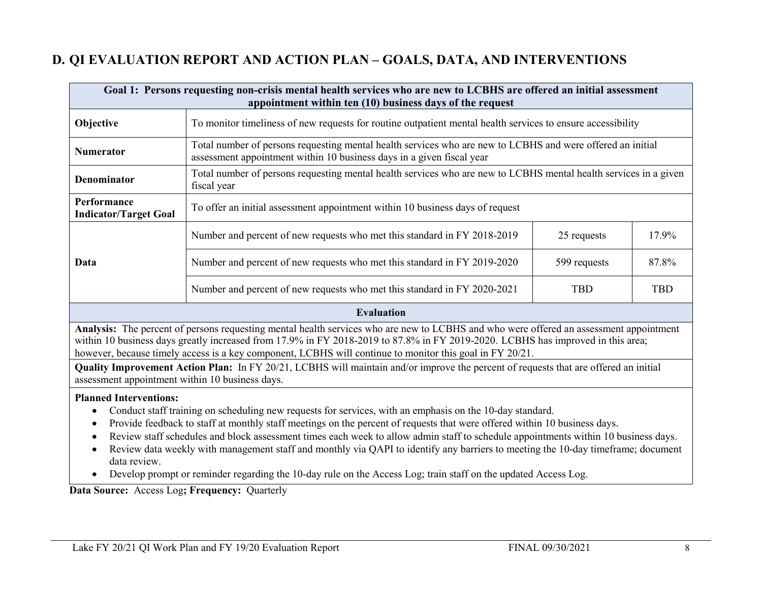## D. QI EVALUATION REPORT AND ACTION PLAN – GOALS, DATA, AND INTERVENTIONS

| **Goal 1: Persons requesting non-crisis mental health services who are new to LCBHS are offered an initial assessment appointment within ten (10) business days of the request** | | | |
|---|---|---|---|
| **Objective** | To monitor timeliness of new requests for routine outpatient mental health services to ensure accessibility | | |
| **Numerator** | Total number of persons requesting mental health services who are new to LCBHS and were offered an initial assessment appointment within 10 business days in a given fiscal year | | |
| **Denominator** | Total number of persons requesting mental health services who are new to LCBHS mental health services in a given fiscal year | | |
| **Performance Indicator/Target Goal** | To offer an initial assessment appointment within 10 business days of request | | |
| **Data** | Number and percent of new requests who met this standard in FY 2018-2019 | 25 requests | 17.9% |
| | Number and percent of new requests who met this standard in FY 2019-2020 | 599 requests | 87.8% |
| | Number and percent of new requests who met this standard in FY 2020-2021 | TBD | TBD |

**Evaluation**

**Analysis:** The percent of persons requesting mental health services who are new to LCBHS and who were offered an assessment appointment within 10 business days greatly increased from 17.9% in FY 2018-2019 to 87.8% in FY 2019-2020. LCBHS has improved in this area; however, because timely access is a key component, LCBHS will continue to monitor this goal in FY 20/21.

**Quality Improvement Action Plan:** In FY 20/21, LCBHS will maintain and/or improve the percent of requests that are offered an initial assessment appointment within 10 business days.

**Planned Interventions:**

- Conduct staff training on scheduling new requests for services, with an emphasis on the 10-day standard.
- Provide feedback to staff at monthly staff meetings on the percent of requests that were offered within 10 business days.
- Review staff schedules and block assessment times each week to allow admin staff to schedule appointments within 10 business days.
- Review data weekly with management staff and monthly via QAPI to identify any barriers to meeting the 10-day timeframe; document data review.
- Develop prompt or reminder regarding the 10-day rule on the Access Log; train staff on the updated Access Log.

**Data Source:** Access Log**; Frequency:** Quarterly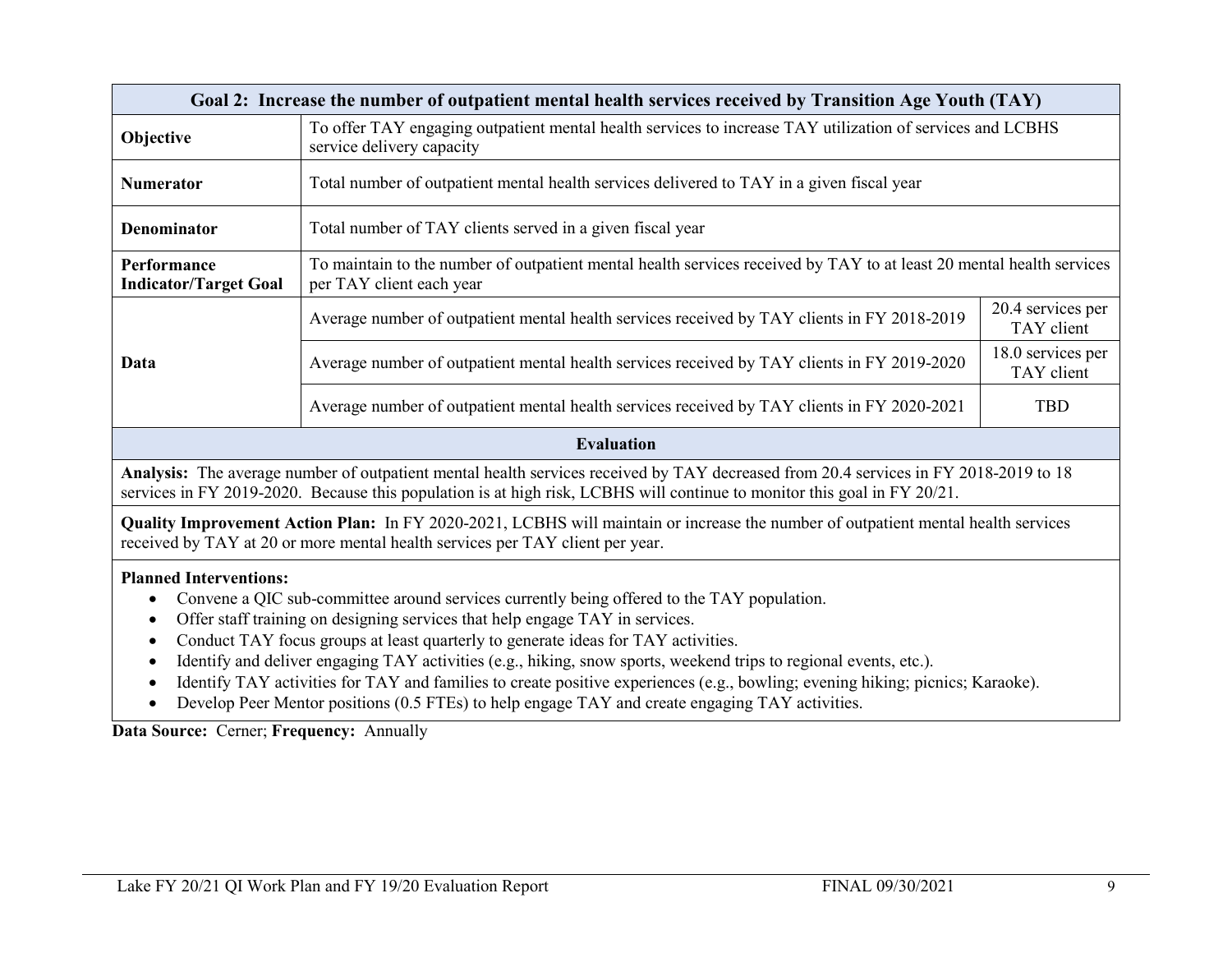| Goal 2: Increase the number of outpatient mental health services received by Transition Age Youth (TAY) | | |
|---|---|---|
| **Objective** | To offer TAY engaging outpatient mental health services to increase TAY utilization of services and LCBHS service delivery capacity | |
| **Numerator** | Total number of outpatient mental health services delivered to TAY in a given fiscal year | |
| **Denominator** | Total number of TAY clients served in a given fiscal year | |
| **Performance Indicator/Target Goal** | To maintain to the number of outpatient mental health services received by TAY to at least 20 mental health services per TAY client each year | |
| **Data** | Average number of outpatient mental health services received by TAY clients in FY 2018-2019 | 20.4 services per TAY client |
| | Average number of outpatient mental health services received by TAY clients in FY 2019-2020 | 18.0 services per TAY client |
| | Average number of outpatient mental health services received by TAY clients in FY 2020-2021 | TBD |

**Evaluation**

**Analysis:** The average number of outpatient mental health services received by TAY decreased from 20.4 services in FY 2018-2019 to 18 services in FY 2019-2020. Because this population is at high risk, LCBHS will continue to monitor this goal in FY 20/21.

**Quality Improvement Action Plan:** In FY 2020-2021, LCBHS will maintain or increase the number of outpatient mental health services received by TAY at 20 or more mental health services per TAY client per year.

**Planned Interventions:**

- Convene a QIC sub-committee around services currently being offered to the TAY population.
- Offer staff training on designing services that help engage TAY in services.
- Conduct TAY focus groups at least quarterly to generate ideas for TAY activities.
- Identify and deliver engaging TAY activities (e.g., hiking, snow sports, weekend trips to regional events, etc.).
- Identify TAY activities for TAY and families to create positive experiences (e.g., bowling; evening hiking; picnics; Karaoke).
- Develop Peer Mentor positions (0.5 FTEs) to help engage TAY and create engaging TAY activities.

**Data Source:** Cerner; **Frequency:** Annually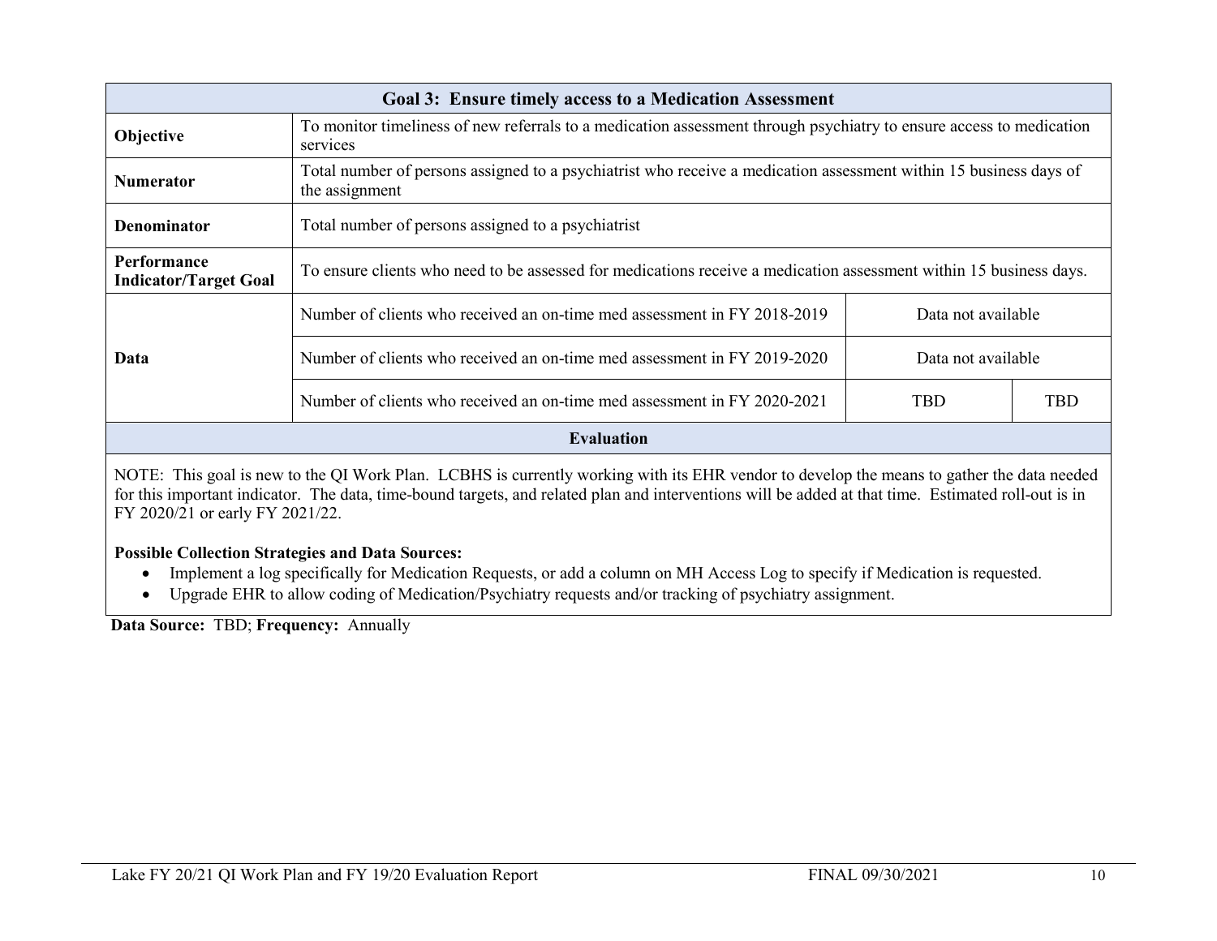| Goal 3: Ensure timely access to a Medication Assessment | | | |
|---|---|---|---|
| **Objective** | To monitor timeliness of new referrals to a medication assessment through psychiatry to ensure access to medication services | | |
| **Numerator** | Total number of persons assigned to a psychiatrist who receive a medication assessment within 15 business days of the assignment | | |
| **Denominator** | Total number of persons assigned to a psychiatrist | | |
| **Performance Indicator/Target Goal** | To ensure clients who need to be assessed for medications receive a medication assessment within 15 business days. | | |
| **Data** | Number of clients who received an on-time med assessment in FY 2018-2019 | Data not available | |
| | Number of clients who received an on-time med assessment in FY 2019-2020 | Data not available | |
| | Number of clients who received an on-time med assessment in FY 2020-2021 | TBD | TBD |

**Evaluation**

NOTE: This goal is new to the QI Work Plan. LCBHS is currently working with its EHR vendor to develop the means to gather the data needed for this important indicator. The data, time-bound targets, and related plan and interventions will be added at that time. Estimated roll-out is in FY 2020/21 or early FY 2021/22.

**Possible Collection Strategies and Data Sources:**

- Implement a log specifically for Medication Requests, or add a column on MH Access Log to specify if Medication is requested.
- Upgrade EHR to allow coding of Medication/Psychiatry requests and/or tracking of psychiatry assignment.

**Data Source:** TBD; **Frequency:** Annually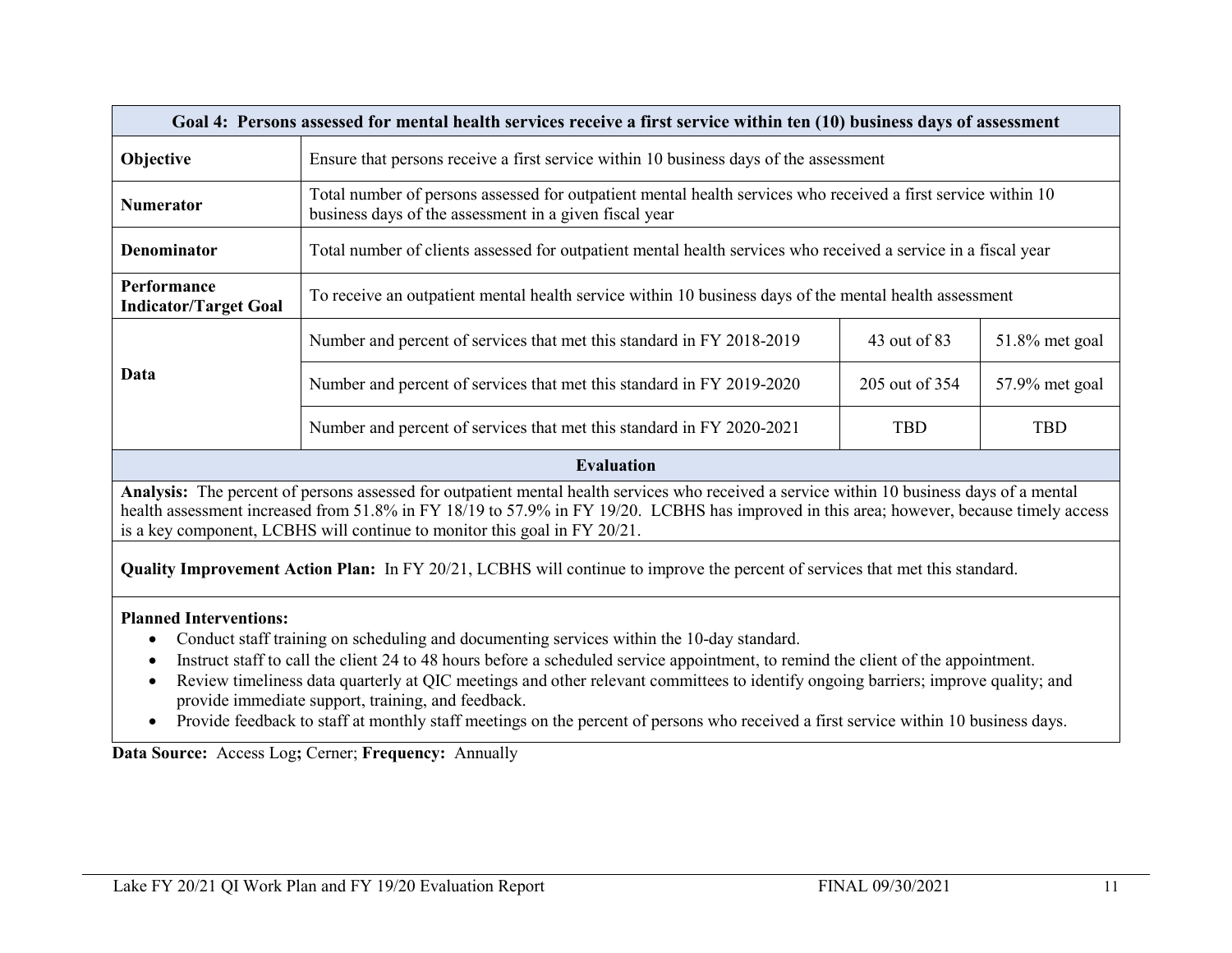| Goal 4: Persons assessed for mental health services receive a first service within ten (10) business days of assessment | | | |
|---|---|---|---|
| **Objective** | Ensure that persons receive a first service within 10 business days of the assessment | | |
| **Numerator** | Total number of persons assessed for outpatient mental health services who received a first service within 10 business days of the assessment in a given fiscal year | | |
| **Denominator** | Total number of clients assessed for outpatient mental health services who received a service in a fiscal year | | |
| **Performance Indicator/Target Goal** | To receive an outpatient mental health service within 10 business days of the mental health assessment | | |
| **Data** | Number and percent of services that met this standard in FY 2018-2019 | 43 out of 83 | 51.8% met goal |
| | Number and percent of services that met this standard in FY 2019-2020 | 205 out of 354 | 57.9% met goal |
| | Number and percent of services that met this standard in FY 2020-2021 | TBD | TBD |

**Evaluation**

**Analysis:** The percent of persons assessed for outpatient mental health services who received a service within 10 business days of a mental health assessment increased from 51.8% in FY 18/19 to 57.9% in FY 19/20. LCBHS has improved in this area; however, because timely access is a key component, LCBHS will continue to monitor this goal in FY 20/21.

**Quality Improvement Action Plan:** In FY 20/21, LCBHS will continue to improve the percent of services that met this standard.

**Planned Interventions:**

- Conduct staff training on scheduling and documenting services within the 10-day standard.
- Instruct staff to call the client 24 to 48 hours before a scheduled service appointment, to remind the client of the appointment.
- Review timeliness data quarterly at QIC meetings and other relevant committees to identify ongoing barriers; improve quality; and provide immediate support, training, and feedback.
- Provide feedback to staff at monthly staff meetings on the percent of persons who received a first service within 10 business days.

**Data Source:** Access Log**;** Cerner; **Frequency:** Annually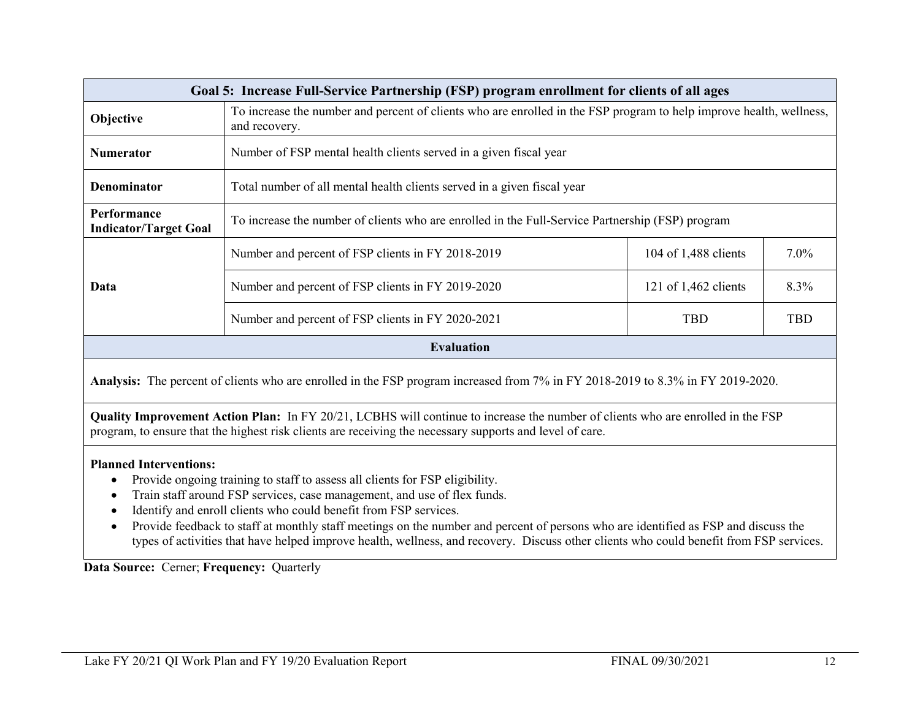| Goal 5: Increase Full-Service Partnership (FSP) program enrollment for clients of all ages | | | |
|---|---|---|---|
| **Objective** | To increase the number and percent of clients who are enrolled in the FSP program to help improve health, wellness, and recovery. | | |
| **Numerator** | Number of FSP mental health clients served in a given fiscal year | | |
| **Denominator** | Total number of all mental health clients served in a given fiscal year | | |
| **Performance Indicator/Target Goal** | To increase the number of clients who are enrolled in the Full-Service Partnership (FSP) program | | |
| **Data** | Number and percent of FSP clients in FY 2018-2019 | 104 of 1,488 clients | 7.0% |
| | Number and percent of FSP clients in FY 2019-2020 | 121 of 1,462 clients | 8.3% |
| | Number and percent of FSP clients in FY 2020-2021 | TBD | TBD |

**Evaluation**

**Analysis:** The percent of clients who are enrolled in the FSP program increased from 7% in FY 2018-2019 to 8.3% in FY 2019-2020.

**Quality Improvement Action Plan:** In FY 20/21, LCBHS will continue to increase the number of clients who are enrolled in the FSP program, to ensure that the highest risk clients are receiving the necessary supports and level of care.

**Planned Interventions:**

- Provide ongoing training to staff to assess all clients for FSP eligibility.
- Train staff around FSP services, case management, and use of flex funds.
- Identify and enroll clients who could benefit from FSP services.
- Provide feedback to staff at monthly staff meetings on the number and percent of persons who are identified as FSP and discuss the types of activities that have helped improve health, wellness, and recovery. Discuss other clients who could benefit from FSP services.

**Data Source:** Cerner; **Frequency:** Quarterly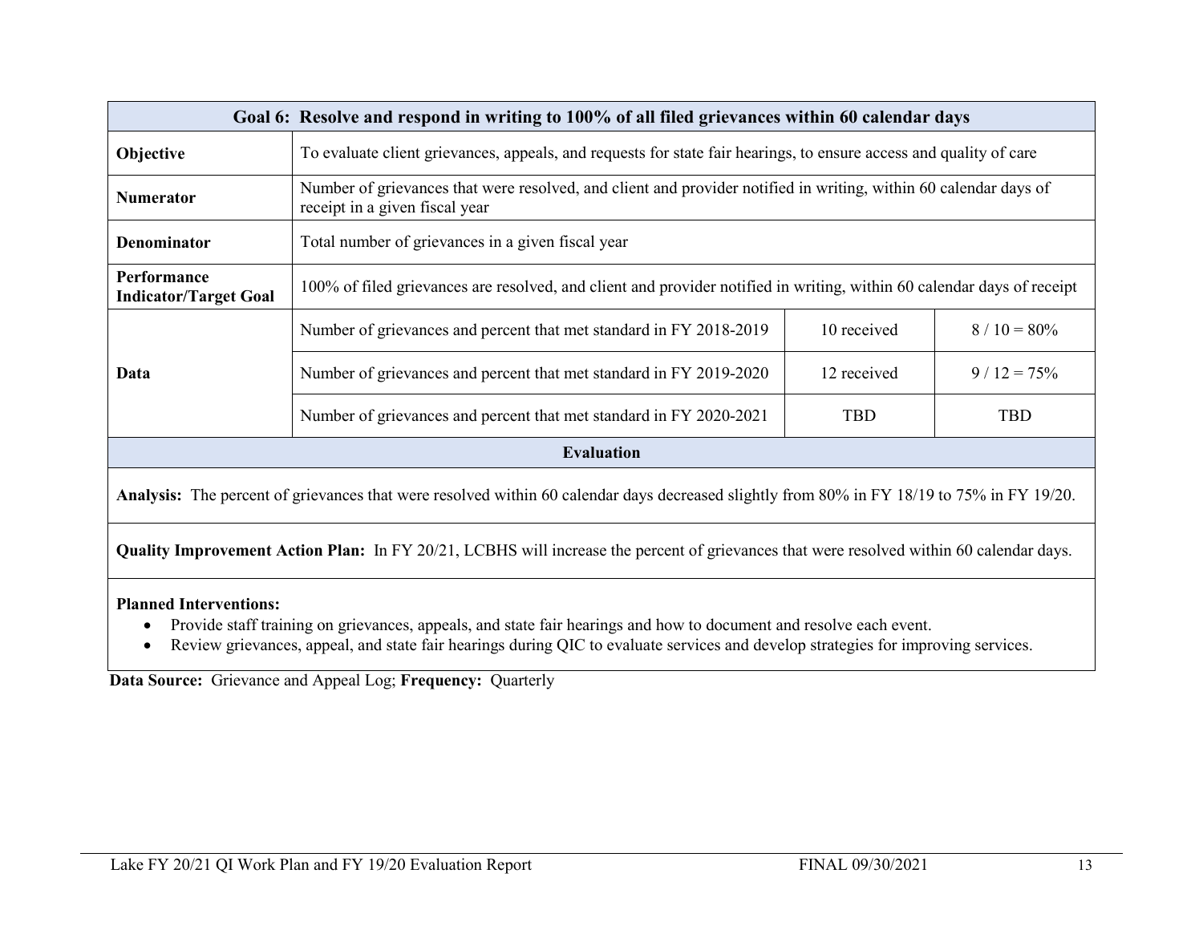| Goal 6: Resolve and respond in writing to 100% of all filed grievances within 60 calendar days | | | |
|---|---|---|---|
| **Objective** | To evaluate client grievances, appeals, and requests for state fair hearings, to ensure access and quality of care | | |
| **Numerator** | Number of grievances that were resolved, and client and provider notified in writing, within 60 calendar days of receipt in a given fiscal year | | |
| **Denominator** | Total number of grievances in a given fiscal year | | |
| **Performance Indicator/Target Goal** | 100% of filed grievances are resolved, and client and provider notified in writing, within 60 calendar days of receipt | | |
| **Data** | Number of grievances and percent that met standard in FY 2018-2019 | 10 received | 8 / 10 = 80% |
| | Number of grievances and percent that met standard in FY 2019-2020 | 12 received | 9 / 12 = 75% |
| | Number of grievances and percent that met standard in FY 2020-2021 | TBD | TBD |

**Evaluation**

**Analysis:** The percent of grievances that were resolved within 60 calendar days decreased slightly from 80% in FY 18/19 to 75% in FY 19/20.

**Quality Improvement Action Plan:** In FY 20/21, LCBHS will increase the percent of grievances that were resolved within 60 calendar days.

**Planned Interventions:**

- Provide staff training on grievances, appeals, and state fair hearings and how to document and resolve each event.
- Review grievances, appeal, and state fair hearings during QIC to evaluate services and develop strategies for improving services.

**Data Source:** Grievance and Appeal Log; **Frequency:** Quarterly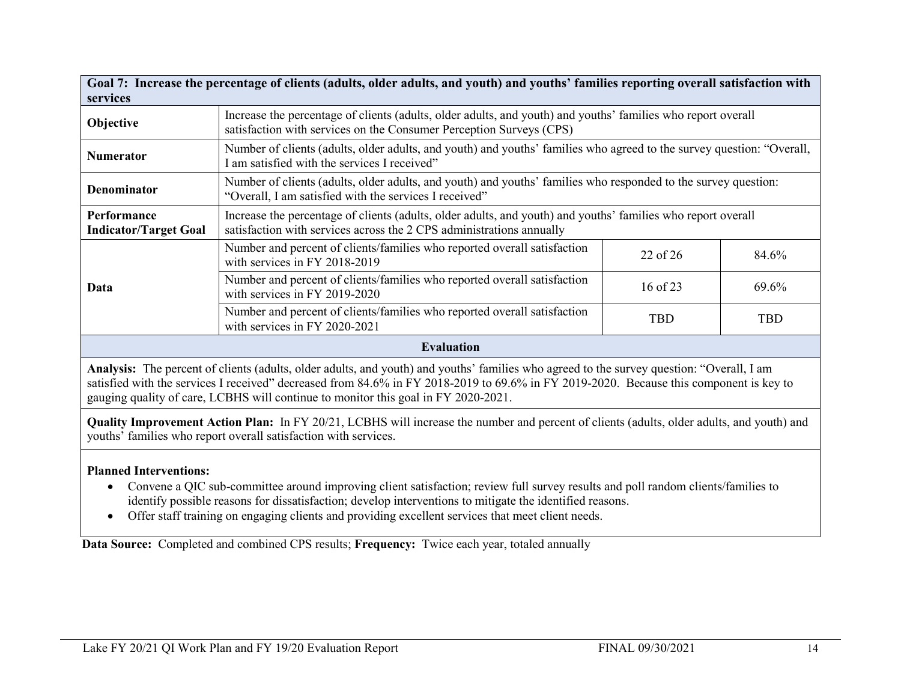| Goal 7: Increase the percentage of clients (adults, older adults, and youth) and youths' families reporting overall satisfaction with services | | | |
|---|---|---|---|
| **Objective** | Increase the percentage of clients (adults, older adults, and youth) and youths' families who report overall satisfaction with services on the Consumer Perception Surveys (CPS) | | |
| **Numerator** | Number of clients (adults, older adults, and youth) and youths' families who agreed to the survey question: "Overall, I am satisfied with the services I received" | | |
| **Denominator** | Number of clients (adults, older adults, and youth) and youths' families who responded to the survey question: "Overall, I am satisfied with the services I received" | | |
| **Performance Indicator/Target Goal** | Increase the percentage of clients (adults, older adults, and youth) and youths' families who report overall satisfaction with services across the 2 CPS administrations annually | | |
| **Data** | Number and percent of clients/families who reported overall satisfaction with services in FY 2018-2019 | 22 of 26 | 84.6% |
| | Number and percent of clients/families who reported overall satisfaction with services in FY 2019-2020 | 16 of 23 | 69.6% |
| | Number and percent of clients/families who reported overall satisfaction with services in FY 2020-2021 | TBD | TBD |

**Evaluation**

**Analysis:** The percent of clients (adults, older adults, and youth) and youths' families who agreed to the survey question: "Overall, I am satisfied with the services I received" decreased from 84.6% in FY 2018-2019 to 69.6% in FY 2019-2020. Because this component is key to gauging quality of care, LCBHS will continue to monitor this goal in FY 2020-2021.

**Quality Improvement Action Plan:** In FY 20/21, LCBHS will increase the number and percent of clients (adults, older adults, and youth) and youths' families who report overall satisfaction with services.

**Planned Interventions:**

- Convene a QIC sub-committee around improving client satisfaction; review full survey results and poll random clients/families to identify possible reasons for dissatisfaction; develop interventions to mitigate the identified reasons.
- Offer staff training on engaging clients and providing excellent services that meet client needs.

**Data Source:** Completed and combined CPS results; **Frequency:** Twice each year, totaled annually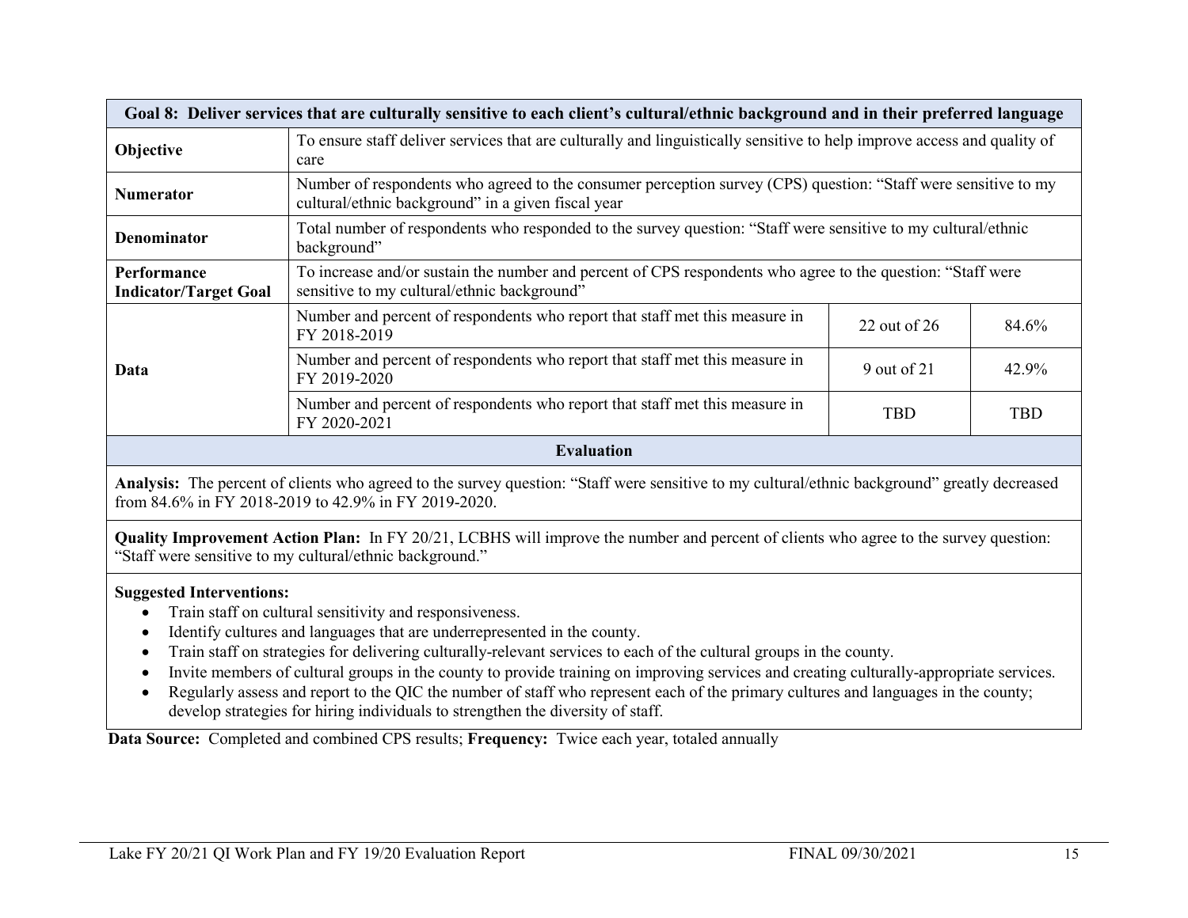| Goal 8: Deliver services that are culturally sensitive to each client's cultural/ethnic background and in their preferred language | | | |
|---|---|---|---|
| **Objective** | To ensure staff deliver services that are culturally and linguistically sensitive to help improve access and quality of care | | |
| **Numerator** | Number of respondents who agreed to the consumer perception survey (CPS) question: "Staff were sensitive to my cultural/ethnic background" in a given fiscal year | | |
| **Denominator** | Total number of respondents who responded to the survey question: "Staff were sensitive to my cultural/ethnic background" | | |
| **Performance Indicator/Target Goal** | To increase and/or sustain the number and percent of CPS respondents who agree to the question: "Staff were sensitive to my cultural/ethnic background" | | |
| **Data** | Number and percent of respondents who report that staff met this measure in FY 2018-2019 | 22 out of 26 | 84.6% |
| | Number and percent of respondents who report that staff met this measure in FY 2019-2020 | 9 out of 21 | 42.9% |
| | Number and percent of respondents who report that staff met this measure in FY 2020-2021 | TBD | TBD |

**Evaluation**

**Analysis:** The percent of clients who agreed to the survey question: "Staff were sensitive to my cultural/ethnic background" greatly decreased from 84.6% in FY 2018-2019 to 42.9% in FY 2019-2020.

**Quality Improvement Action Plan:** In FY 20/21, LCBHS will improve the number and percent of clients who agree to the survey question: "Staff were sensitive to my cultural/ethnic background."

**Suggested Interventions:**

- Train staff on cultural sensitivity and responsiveness.
- Identify cultures and languages that are underrepresented in the county.
- Train staff on strategies for delivering culturally-relevant services to each of the cultural groups in the county.
- Invite members of cultural groups in the county to provide training on improving services and creating culturally-appropriate services.
- Regularly assess and report to the QIC the number of staff who represent each of the primary cultures and languages in the county; develop strategies for hiring individuals to strengthen the diversity of staff.

**Data Source:** Completed and combined CPS results; **Frequency:** Twice each year, totaled annually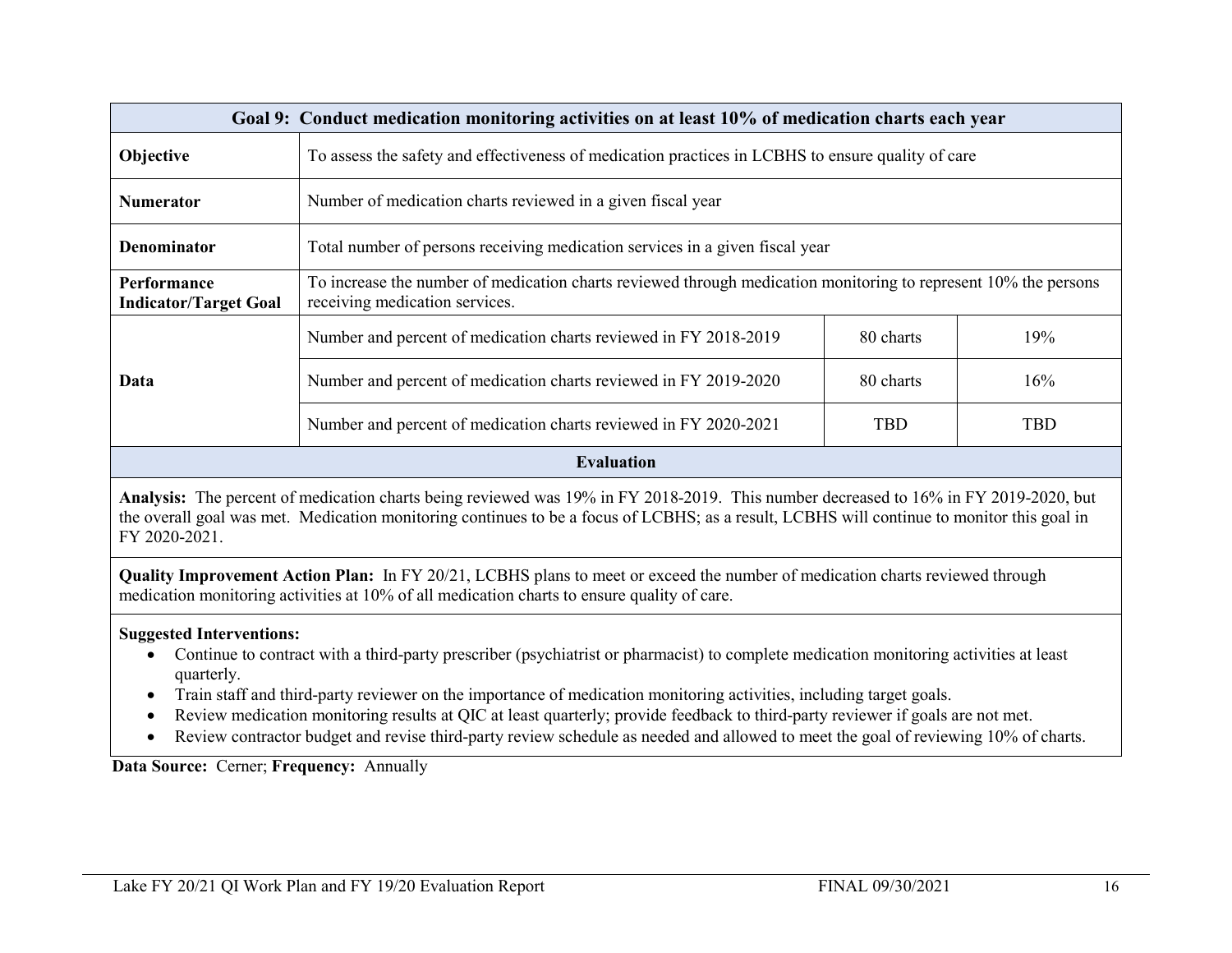| Goal 9: Conduct medication monitoring activities on at least 10% of medication charts each year | | | |
|---|---|---|---|
| **Objective** | To assess the safety and effectiveness of medication practices in LCBHS to ensure quality of care | | |
| **Numerator** | Number of medication charts reviewed in a given fiscal year | | |
| **Denominator** | Total number of persons receiving medication services in a given fiscal year | | |
| **Performance Indicator/Target Goal** | To increase the number of medication charts reviewed through medication monitoring to represent 10% the persons receiving medication services. | | |
| **Data** | Number and percent of medication charts reviewed in FY 2018-2019 | 80 charts | 19% |
| | Number and percent of medication charts reviewed in FY 2019-2020 | 80 charts | 16% |
| | Number and percent of medication charts reviewed in FY 2020-2021 | TBD | TBD |

**Evaluation**

**Analysis:** The percent of medication charts being reviewed was 19% in FY 2018-2019. This number decreased to 16% in FY 2019-2020, but the overall goal was met. Medication monitoring continues to be a focus of LCBHS; as a result, LCBHS will continue to monitor this goal in FY 2020-2021.

**Quality Improvement Action Plan:** In FY 20/21, LCBHS plans to meet or exceed the number of medication charts reviewed through medication monitoring activities at 10% of all medication charts to ensure quality of care.

**Suggested Interventions:**

- Continue to contract with a third-party prescriber (psychiatrist or pharmacist) to complete medication monitoring activities at least quarterly.
- Train staff and third-party reviewer on the importance of medication monitoring activities, including target goals.
- Review medication monitoring results at QIC at least quarterly; provide feedback to third-party reviewer if goals are not met.
- Review contractor budget and revise third-party review schedule as needed and allowed to meet the goal of reviewing 10% of charts.

**Data Source:** Cerner; **Frequency:** Annually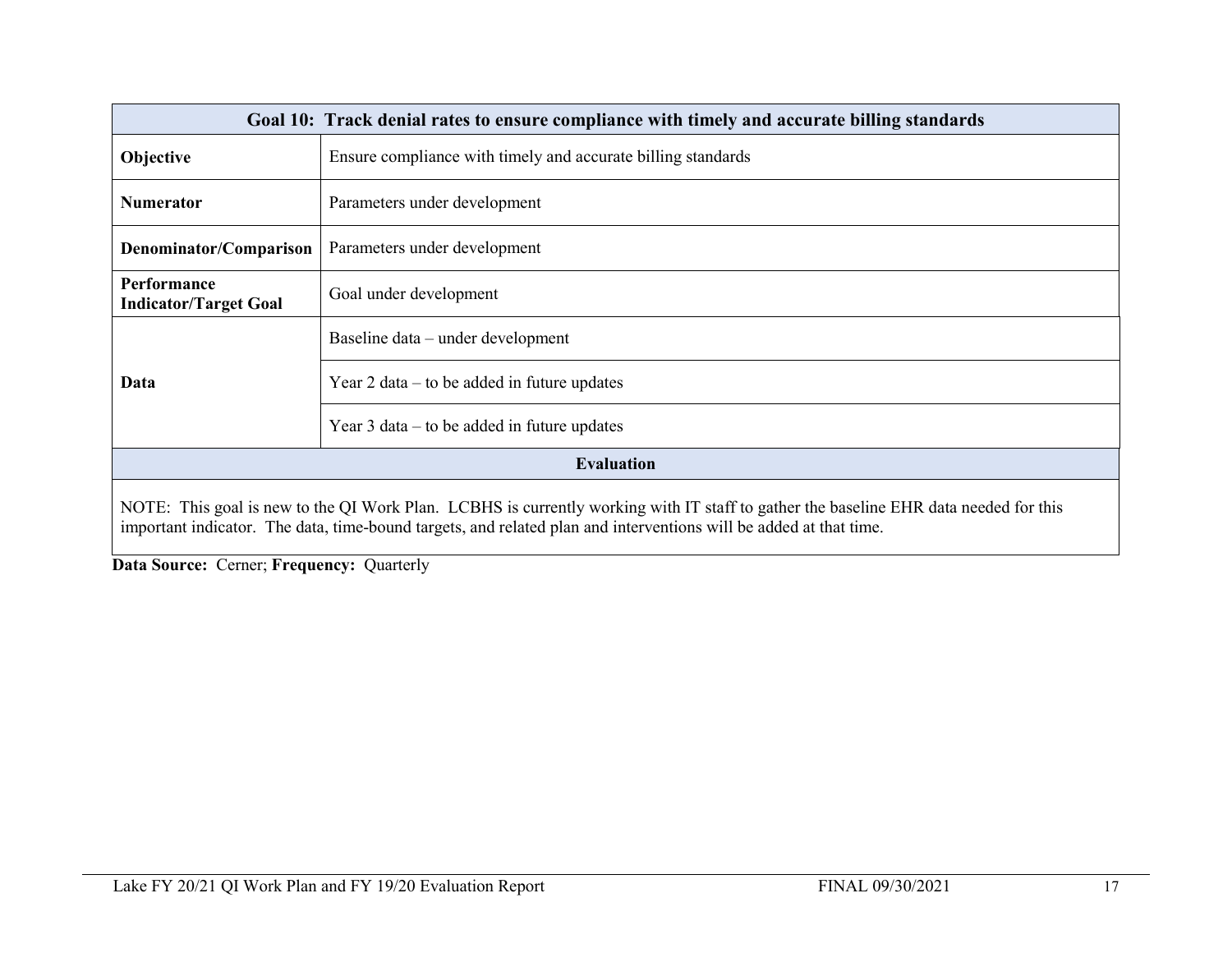| Goal 10: Track denial rates to ensure compliance with timely and accurate billing standards | |
|---|---|
| **Objective** | Ensure compliance with timely and accurate billing standards |
| **Numerator** | Parameters under development |
| **Denominator/Comparison** | Parameters under development |
| **Performance Indicator/Target Goal** | Goal under development |
| **Data** | Baseline data – under development |
| | Year 2 data – to be added in future updates |
| | Year 3 data – to be added in future updates |
| **Evaluation** | |
| NOTE: This goal is new to the QI Work Plan. LCBHS is currently working with IT staff to gather the baseline EHR data needed for this important indicator. The data, time-bound targets, and related plan and interventions will be added at that time. | |

**Data Source:** Cerner; **Frequency:** Quarterly